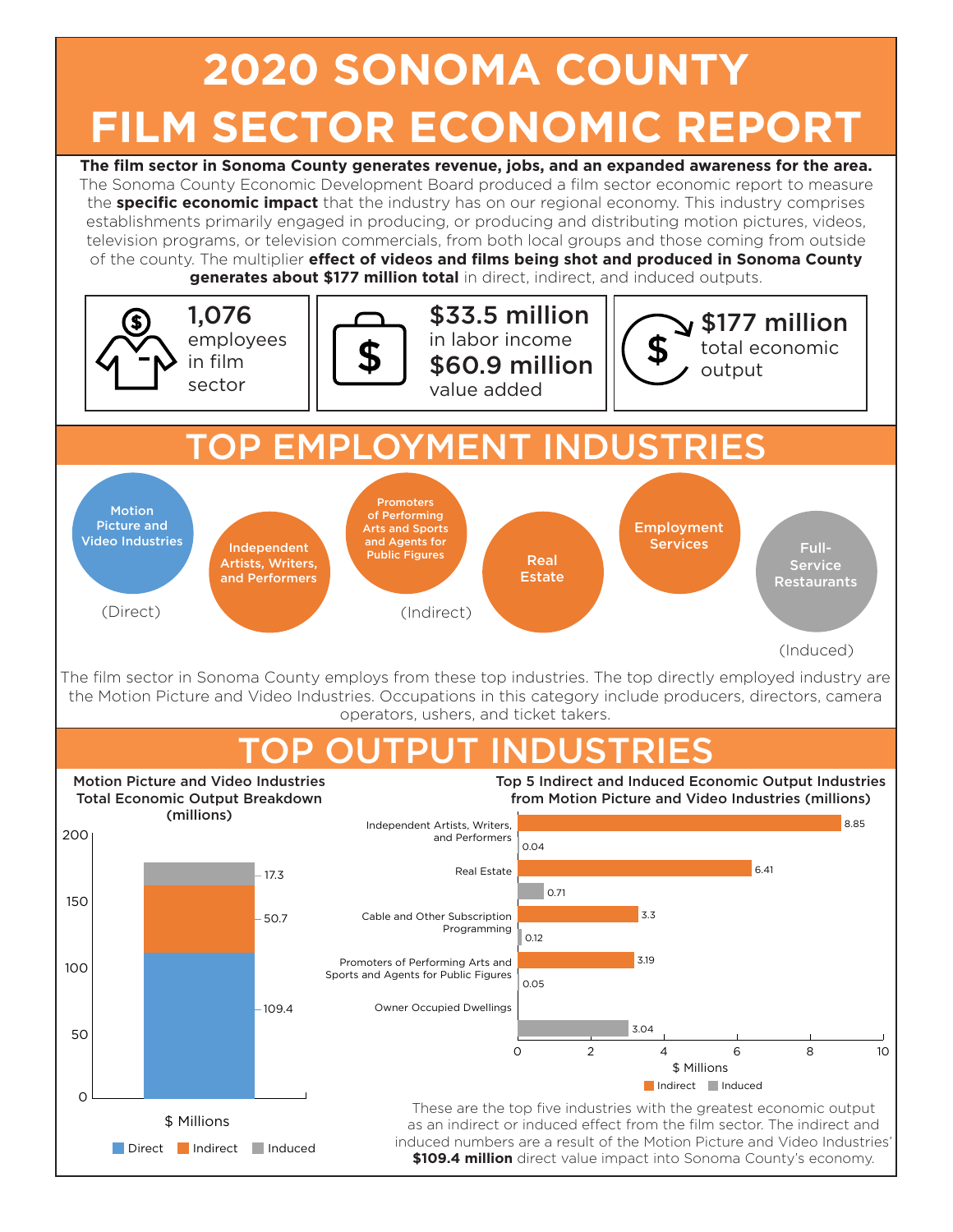# 2020 SONOMA COUNTY FILM SECTOR ECONOMIC REPORT

**The film sector in Sonoma County generates revenue, jobs, and an expanded awareness for the area.** The Sonoma County Economic Development Board produced a film sector economic report to measure the **specific economic impact** that the industry has on our regional economy. This industry comprises establishments primarily engaged in producing, or producing and distributing motion pictures, videos, television programs, or television commercials, from both local groups and those coming from outside of the county. The multiplier **effect of videos and films being shot and produced in Sonoma County generates about $177 million total** in direct, indirect, and induced outputs.

**1,076** employees in film sector

**$33.5 million** in labor income

**$60.9 million** value added

**$177 million** total economic output

## TOP EMPLOYMENT INDUSTRIES

- Motion Picture and Video Industries (Direct)
- Independent Artists, Writers, and Performers
- Promoters of Performing Arts and Sports and Agents for Public Figures (Indirect)
- Real Estate
- Employment Services
- Full-Service Restaurants (Induced)

The film sector in Sonoma County employs from these top industries. The top directly employed industry are the Motion Picture and Video Industries. Occupations in this category include producers, directors, camera operators, ushers, and ticket takers.

## TOP OUTPUT INDUSTRIES

**Motion Picture and Video Industries Total Economic Output Breakdown (millions)**

| Type | $ Millions |
|---|---|
| Direct | 109.4 |
| Indirect | 50.7 |
| Induced | 17.3 |

**Top 5 Indirect and Induced Economic Output Industries from Motion Picture and Video Industries (millions)**

| Industry | Indirect | Induced |
|---|---|---|
| Independent Artists, Writers, and Performers | 8.85 | 0.04 |
| Real Estate | 6.41 | 0.71 |
| Cable and Other Subscription Programming | 3.3 | 0.12 |
| Promoters of Performing Arts and Sports and Agents for Public Figures | 3.19 | 0.05 |
| Owner Occupied Dwellings | | 3.04 |

These are the top five industries with the greatest economic output as an indirect or induced effect from the film sector. The indirect and induced numbers are a result of the Motion Picture and Video Industries' **$109.4 million** direct value impact into Sonoma County's economy.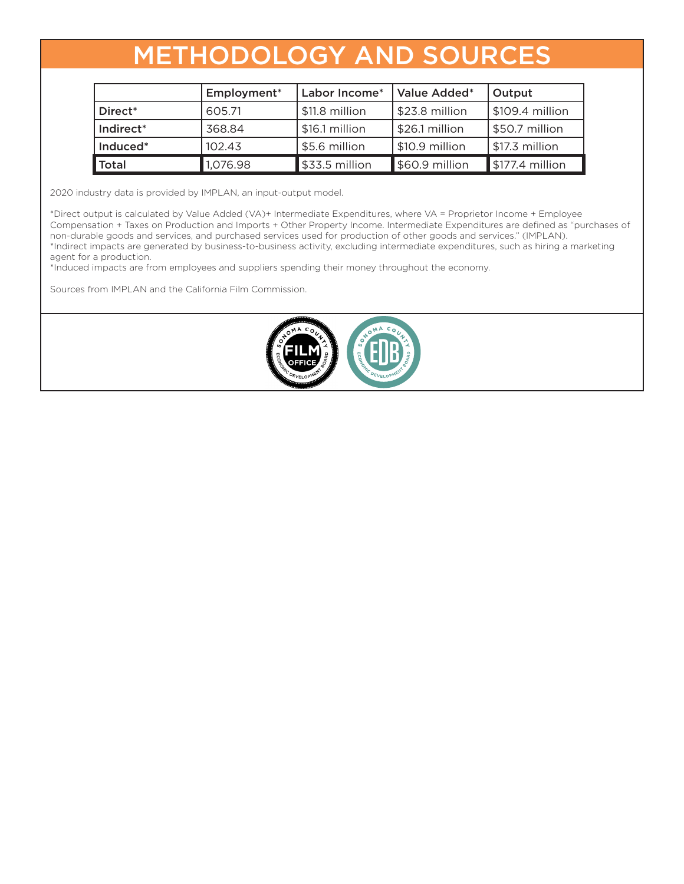# METHODOLOGY AND SOURCES

| | Employment* | Labor Income* | Value Added* | Output |
|---|---|---|---|---|
| Direct* | 605.71 | $11.8 million | $23.8 million | $109.4 million |
| Indirect* | 368.84 | $16.1 million | $26.1 million | $50.7 million |
| Induced* | 102.43 | $5.6 million | $10.9 million | $17.3 million |
| **Total** | 1,076.98 | $33.5 million | $60.9 million | $177.4 million |

2020 industry data is provided by IMPLAN, an input-output model.

*Direct output is calculated by Value Added (VA)+ Intermediate Expenditures, where VA = Proprietor Income + Employee Compensation + Taxes on Production and Imports + Other Property Income. Intermediate Expenditures are defined as "purchases of non-durable goods and services, and purchased services used for production of other goods and services." (IMPLAN).
*Indirect impacts are generated by business-to-business activity, excluding intermediate expenditures, such as hiring a marketing agent for a production.
*Induced impacts are from employees and suppliers spending their money throughout the economy.

Sources from IMPLAN and the California Film Commission.